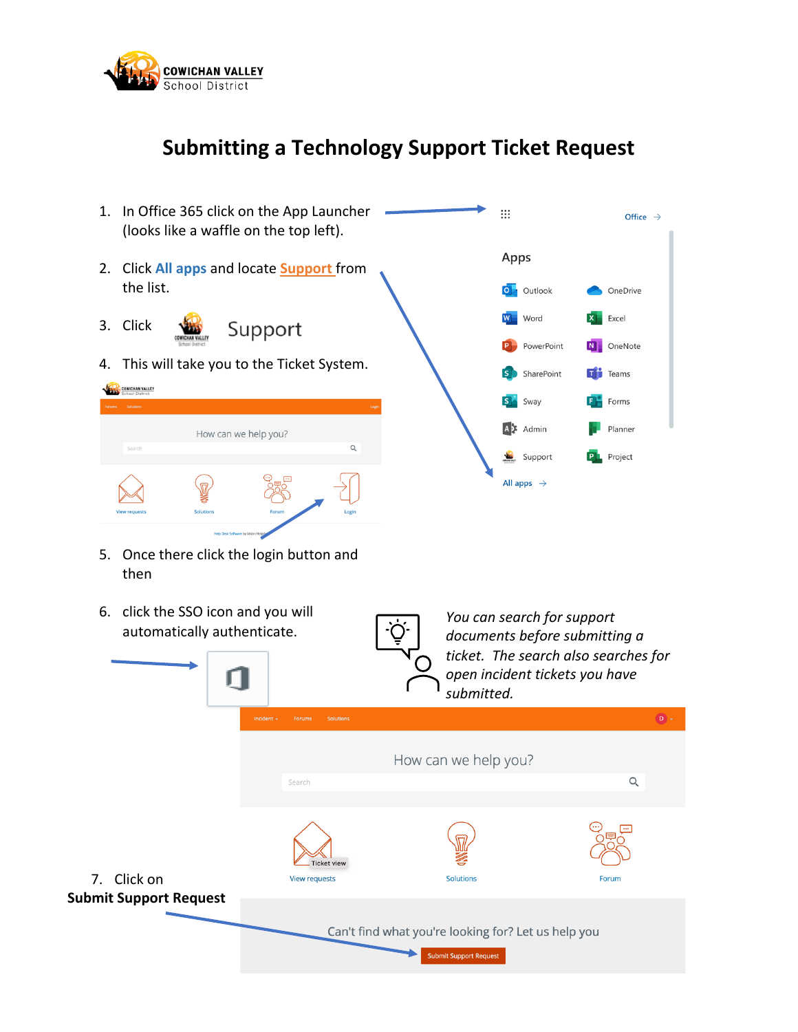# Submitting a Technology Support Ticket Request

1. In Office 365 click on the App Launcher (looks like a waffle on the top left).
2. Click **All apps** and locate **Support** from the list.
3. Click Support
4. This will take you to the Ticket System.
5. Once there click the login button and then
6. click the SSO icon and you will automatically authenticate.

*You can search for support documents before submitting a ticket. The search also searches for open incident tickets you have submitted.*

7. Click on **Submit Support Request**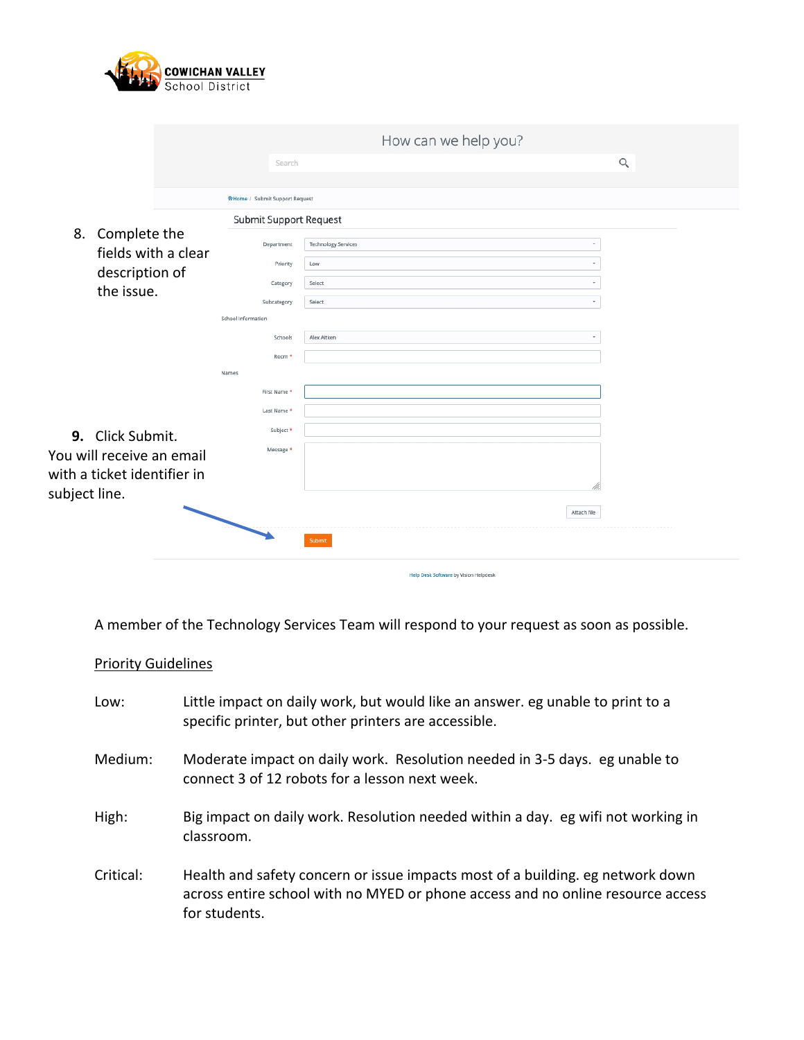8. Complete the fields with a clear description of the issue.

How can we help you?

Search

Home / Submit Support Request

Submit Support Request

Department: Technology Services

Priority: Low

Category: Select

Subcategory: Select

School Information

Schools: Alex Aitken

Room *

Names

First Name *

Last Name *

Subject *

Message *

Attach file

Submit

Help Desk Software by Vision Helpdesk

**9.** Click Submit.
You will receive an email with a ticket identifier in subject line.

A member of the Technology Services Team will respond to your request as soon as possible.

<u>Priority Guidelines</u>

| | |
|---|---|
| Low: | Little impact on daily work, but would like an answer. eg unable to print to a specific printer, but other printers are accessible. |
| Medium: | Moderate impact on daily work. Resolution needed in 3-5 days. eg unable to connect 3 of 12 robots for a lesson next week. |
| High: | Big impact on daily work. Resolution needed within a day. eg wifi not working in classroom. |
| Critical: | Health and safety concern or issue impacts most of a building. eg network down across entire school with no MYED or phone access and no online resource access for students. |